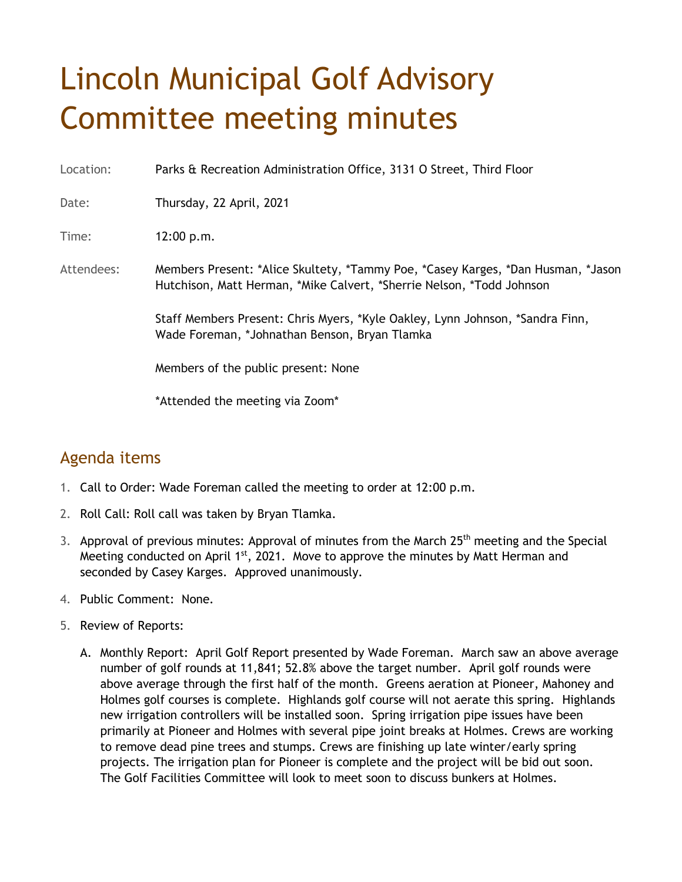# Lincoln Municipal Golf Advisory Committee meeting minutes

Location: Parks & Recreation Administration Office, 3131 O Street, Third Floor

Date: Thursday, 22 April, 2021

Time: 12:00 p.m.

Attendees: Members Present: *Alice Skultety, *Tammy Poe, *Casey Karges, *Dan Husman, *Jason Hutchison, Matt Herman, *Mike Calvert, *Sherrie Nelson, *Todd Johnson

Staff Members Present: Chris Myers, *Kyle Oakley, Lynn Johnson, *Sandra Finn, Wade Foreman, *Johnathan Benson, Bryan Tlamka

Members of the public present: None

*Attended the meeting via Zoom*

## Agenda items

1. Call to Order: Wade Foreman called the meeting to order at 12:00 p.m.
2. Roll Call: Roll call was taken by Bryan Tlamka.
3. Approval of previous minutes: Approval of minutes from the March 25th meeting and the Special Meeting conducted on April 1st, 2021. Move to approve the minutes by Matt Herman and seconded by Casey Karges. Approved unanimously.
4. Public Comment: None.
5. Review of Reports:
   A. Monthly Report: April Golf Report presented by Wade Foreman. March saw an above average number of golf rounds at 11,841; 52.8% above the target number. April golf rounds were above average through the first half of the month. Greens aeration at Pioneer, Mahoney and Holmes golf courses is complete. Highlands golf course will not aerate this spring. Highlands new irrigation controllers will be installed soon. Spring irrigation pipe issues have been primarily at Pioneer and Holmes with several pipe joint breaks at Holmes. Crews are working to remove dead pine trees and stumps. Crews are finishing up late winter/early spring projects. The irrigation plan for Pioneer is complete and the project will be bid out soon. The Golf Facilities Committee will look to meet soon to discuss bunkers at Holmes.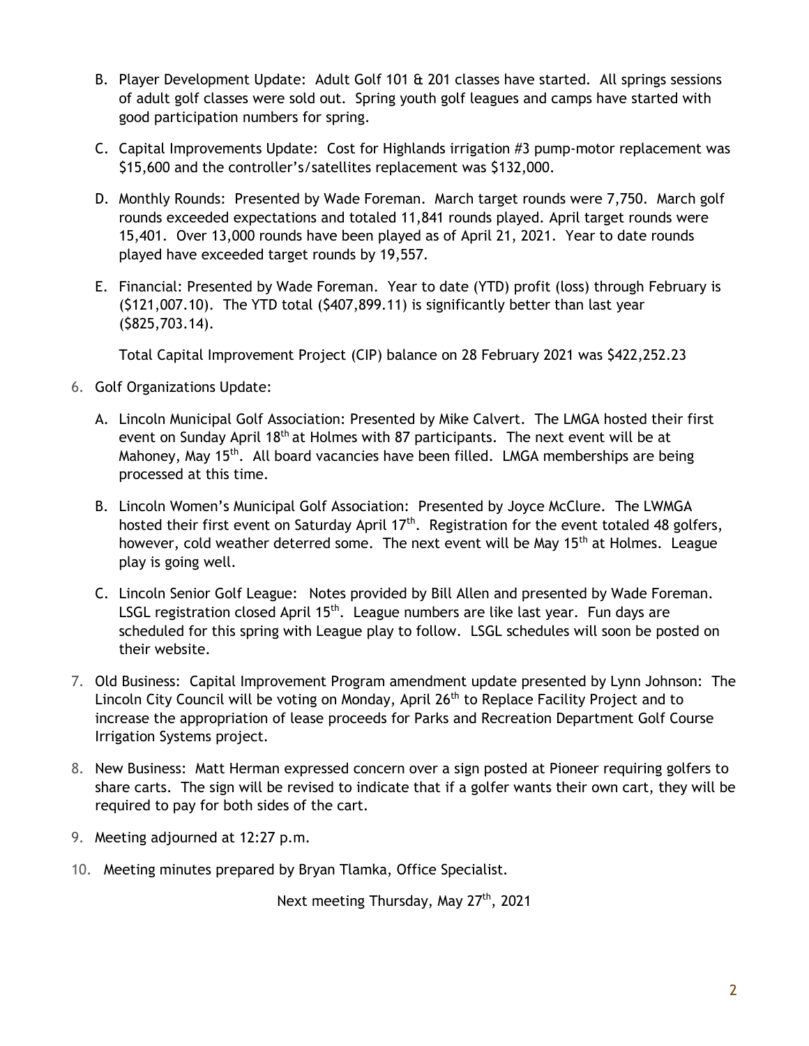B. Player Development Update: Adult Golf 101 & 201 classes have started. All springs sessions of adult golf classes were sold out. Spring youth golf leagues and camps have started with good participation numbers for spring.

C. Capital Improvements Update: Cost for Highlands irrigation #3 pump-motor replacement was $15,600 and the controller's/satellites replacement was $132,000.

D. Monthly Rounds: Presented by Wade Foreman. March target rounds were 7,750. March golf rounds exceeded expectations and totaled 11,841 rounds played. April target rounds were 15,401. Over 13,000 rounds have been played as of April 21, 2021. Year to date rounds played have exceeded target rounds by 19,557.

E. Financial: Presented by Wade Foreman. Year to date (YTD) profit (loss) through February is ($121,007.10). The YTD total ($407,899.11) is significantly better than last year ($825,703.14).

   Total Capital Improvement Project (CIP) balance on 28 February 2021 was $422,252.23

6. Golf Organizations Update:

   A. Lincoln Municipal Golf Association: Presented by Mike Calvert. The LMGA hosted their first event on Sunday April 18th at Holmes with 87 participants. The next event will be at Mahoney, May 15th. All board vacancies have been filled. LMGA memberships are being processed at this time.

   B. Lincoln Women's Municipal Golf Association: Presented by Joyce McClure. The LWMGA hosted their first event on Saturday April 17th. Registration for the event totaled 48 golfers, however, cold weather deterred some. The next event will be May 15th at Holmes. League play is going well.

   C. Lincoln Senior Golf League: Notes provided by Bill Allen and presented by Wade Foreman. LSGL registration closed April 15th. League numbers are like last year. Fun days are scheduled for this spring with League play to follow. LSGL schedules will soon be posted on their website.

7. Old Business: Capital Improvement Program amendment update presented by Lynn Johnson: The Lincoln City Council will be voting on Monday, April 26th to Replace Facility Project and to increase the appropriation of lease proceeds for Parks and Recreation Department Golf Course Irrigation Systems project.

8. New Business: Matt Herman expressed concern over a sign posted at Pioneer requiring golfers to share carts. The sign will be revised to indicate that if a golfer wants their own cart, they will be required to pay for both sides of the cart.

9. Meeting adjourned at 12:27 p.m.

10. Meeting minutes prepared by Bryan Tlamka, Office Specialist.

Next meeting Thursday, May 27th, 2021